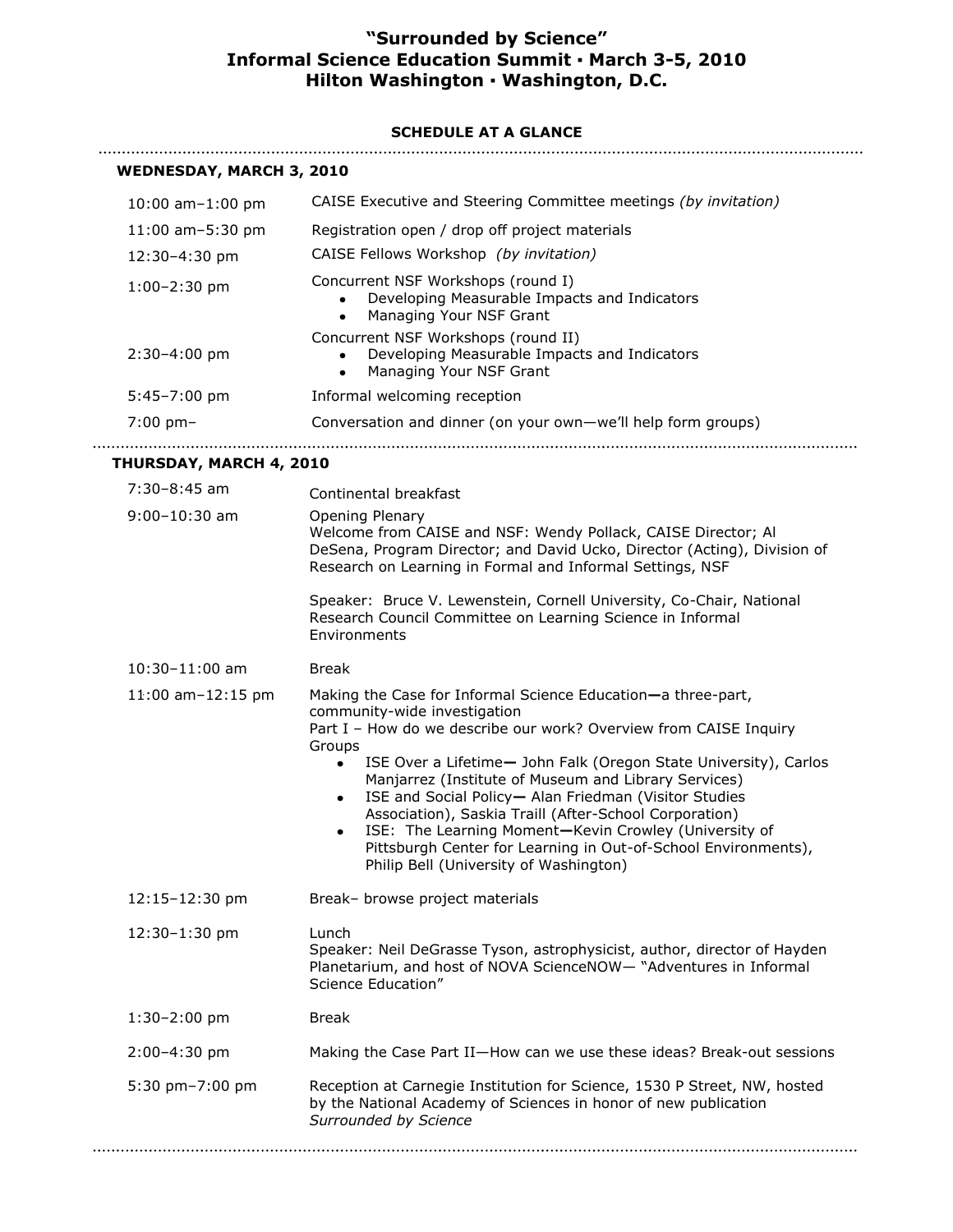# "Surrounded by Science"
# Informal Science Education Summit ▪ March 3-5, 2010
# Hilton Washington ▪ Washington, D.C.

### SCHEDULE AT A GLANCE

## WEDNESDAY, MARCH 3, 2010

| | |
|---|---|
| 10:00 am–1:00 pm | CAISE Executive and Steering Committee meetings *(by invitation)* |
| 11:00 am–5:30 pm | Registration open / drop off project materials |
| 12:30–4:30 pm | CAISE Fellows Workshop *(by invitation)* |
| 1:00–2:30 pm | Concurrent NSF Workshops (round I)<br>• Developing Measurable Impacts and Indicators<br>• Managing Your NSF Grant |
| 2:30–4:00 pm | Concurrent NSF Workshops (round II)<br>• Developing Measurable Impacts and Indicators<br>• Managing Your NSF Grant |
| 5:45–7:00 pm | Informal welcoming reception |
| 7:00 pm– | Conversation and dinner (on your own—we'll help form groups) |

## THURSDAY, MARCH 4, 2010

| | |
|---|---|
| 7:30–8:45 am | Continental breakfast |
| 9:00–10:30 am | Opening Plenary<br>Welcome from CAISE and NSF: Wendy Pollack, CAISE Director; Al DeSena, Program Director; and David Ucko, Director (Acting), Division of Research on Learning in Formal and Informal Settings, NSF<br><br>Speaker: Bruce V. Lewenstein, Cornell University, Co-Chair, National Research Council Committee on Learning Science in Informal Environments |
| 10:30–11:00 am | Break |
| 11:00 am–12:15 pm | Making the Case for Informal Science Education**—**a three-part, community-wide investigation<br>Part I – How do we describe our work? Overview from CAISE Inquiry Groups<br>• ISE Over a Lifetime**—** John Falk (Oregon State University), Carlos Manjarrez (Institute of Museum and Library Services)<br>• ISE and Social Policy**—** Alan Friedman (Visitor Studies Association), Saskia Traill (After-School Corporation)<br>• ISE: The Learning Moment**—**Kevin Crowley (University of Pittsburgh Center for Learning in Out-of-School Environments), Philip Bell (University of Washington) |
| 12:15–12:30 pm | Break– browse project materials |
| 12:30–1:30 pm | Lunch<br>Speaker: Neil DeGrasse Tyson, astrophysicist, author, director of Hayden Planetarium, and host of NOVA ScienceNOW— "Adventures in Informal Science Education" |
| 1:30–2:00 pm | Break |
| 2:00–4:30 pm | Making the Case Part II—How can we use these ideas? Break-out sessions |
| 5:30 pm–7:00 pm | Reception at Carnegie Institution for Science, 1530 P Street, NW, hosted by the National Academy of Sciences in honor of new publication *Surrounded by Science* |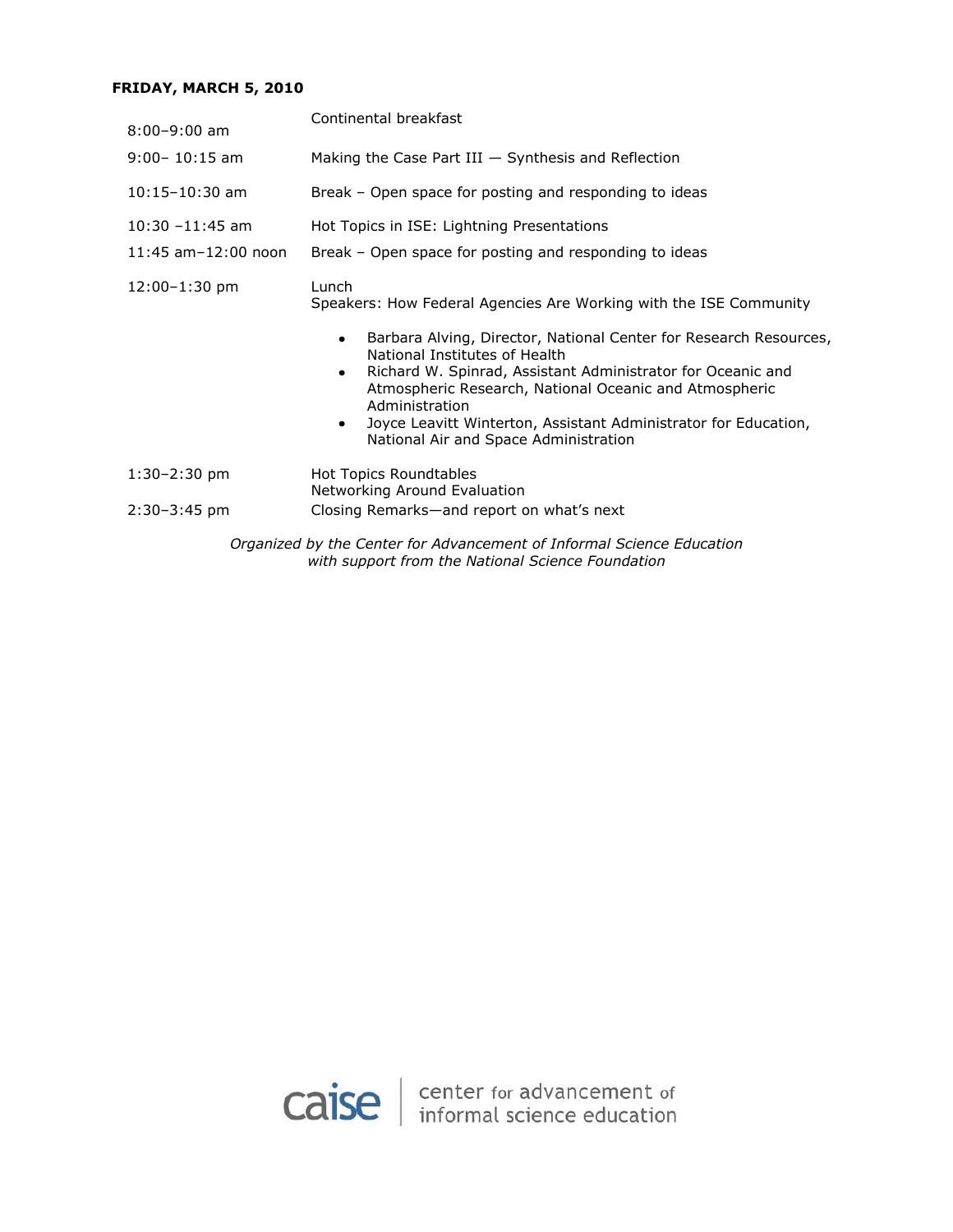**FRIDAY, MARCH 5, 2010**

| | |
|---|---|
| 8:00–9:00 am | Continental breakfast |
| 9:00– 10:15 am | Making the Case Part III — Synthesis and Reflection |
| 10:15–10:30 am | Break – Open space for posting and responding to ideas |
| 10:30 –11:45 am | Hot Topics in ISE: Lightning Presentations |
| 11:45 am–12:00 noon | Break – Open space for posting and responding to ideas |
| 12:00–1:30 pm | Lunch<br>Speakers: How Federal Agencies Are Working with the ISE Community<br>• Barbara Alving, Director, National Center for Research Resources, National Institutes of Health<br>• Richard W. Spinrad, Assistant Administrator for Oceanic and Atmospheric Research, National Oceanic and Atmospheric Administration<br>• Joyce Leavitt Winterton, Assistant Administrator for Education, National Air and Space Administration |
| 1:30–2:30 pm | Hot Topics Roundtables<br>Networking Around Evaluation |
| 2:30–3:45 pm | Closing Remarks—and report on what's next |

*Organized by the Center for Advancement of Informal Science Education with support from the National Science Foundation*

caise | center for advancement of informal science education